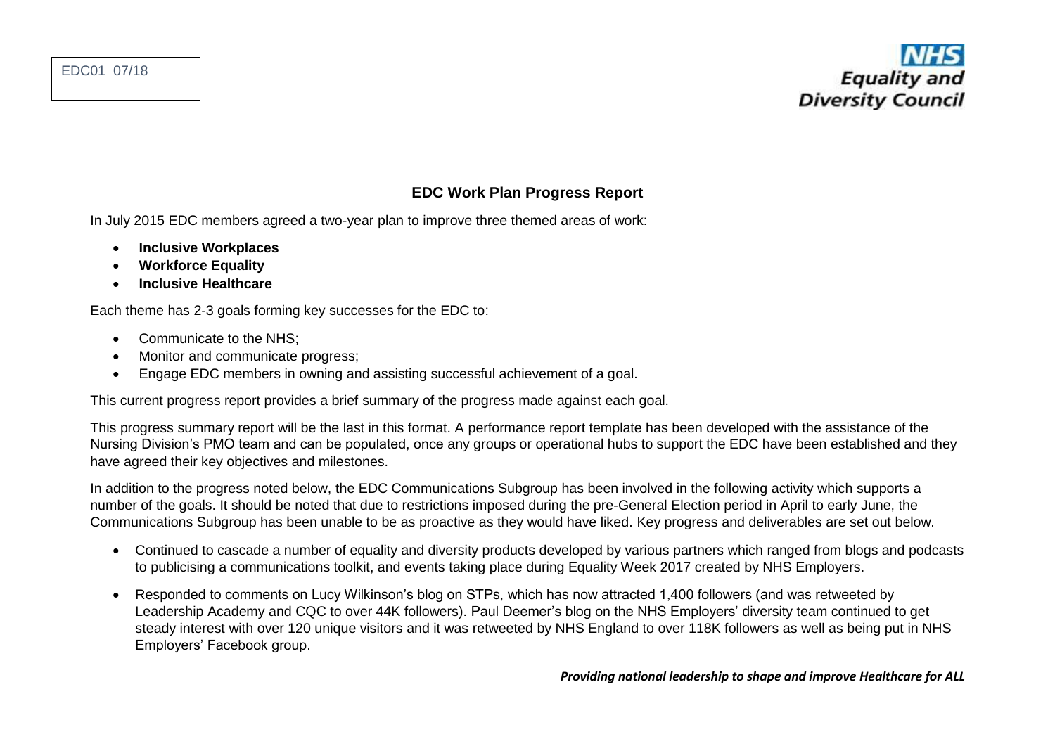EDC01 07/18

**NHS Equality and Diversity Council**

## EDC Work Plan Progress Report

In July 2015 EDC members agreed a two-year plan to improve three themed areas of work:

- **Inclusive Workplaces**
- **Workforce Equality**
- **Inclusive Healthcare**

Each theme has 2-3 goals forming key successes for the EDC to:

- Communicate to the NHS;
- Monitor and communicate progress;
- Engage EDC members in owning and assisting successful achievement of a goal.

This current progress report provides a brief summary of the progress made against each goal.

This progress summary report will be the last in this format. A performance report template has been developed with the assistance of the Nursing Division's PMO team and can be populated, once any groups or operational hubs to support the EDC have been established and they have agreed their key objectives and milestones.

In addition to the progress noted below, the EDC Communications Subgroup has been involved in the following activity which supports a number of the goals. It should be noted that due to restrictions imposed during the pre-General Election period in April to early June, the Communications Subgroup has been unable to be as proactive as they would have liked. Key progress and deliverables are set out below.

- Continued to cascade a number of equality and diversity products developed by various partners which ranged from blogs and podcasts to publicising a communications toolkit, and events taking place during Equality Week 2017 created by NHS Employers.

- Responded to comments on Lucy Wilkinson's blog on STPs, which has now attracted 1,400 followers (and was retweeted by Leadership Academy and CQC to over 44K followers). Paul Deemer's blog on the NHS Employers' diversity team continued to get steady interest with over 120 unique visitors and it was retweeted by NHS England to over 118K followers as well as being put in NHS Employers' Facebook group.

***Providing national leadership to shape and improve Healthcare for ALL***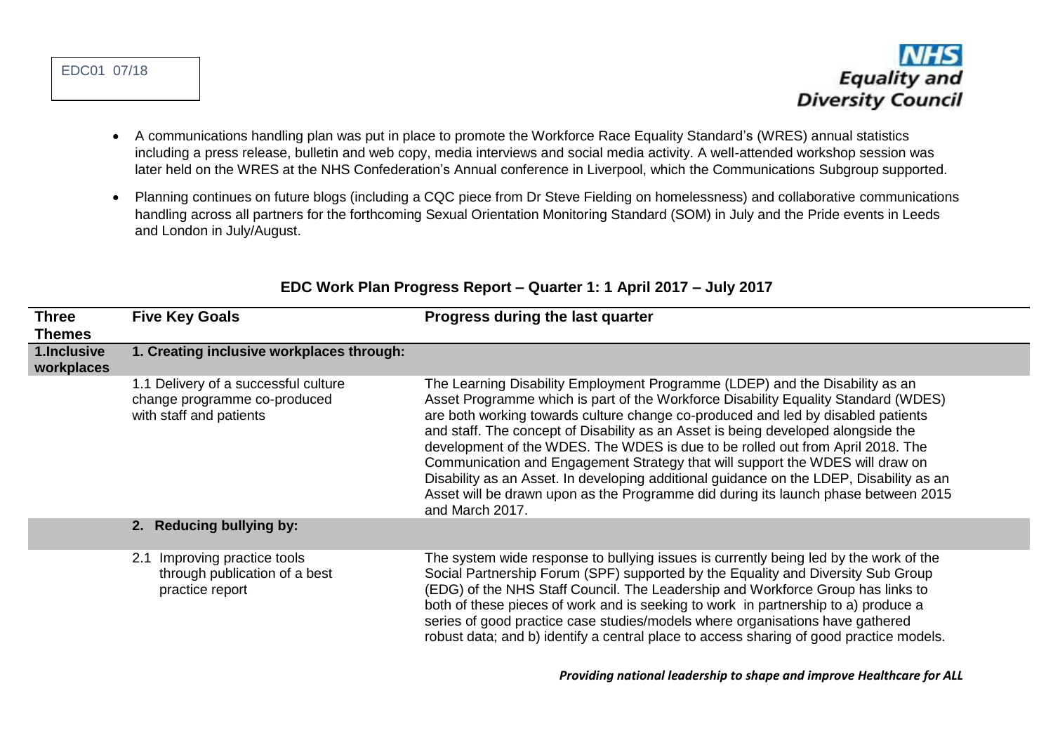- A communications handling plan was put in place to promote the Workforce Race Equality Standard's (WRES) annual statistics including a press release, bulletin and web copy, media interviews and social media activity. A well-attended workshop session was later held on the WRES at the NHS Confederation's Annual conference in Liverpool, which the Communications Subgroup supported.
- Planning continues on future blogs (including a CQC piece from Dr Steve Fielding on homelessness) and collaborative communications handling across all partners for the forthcoming Sexual Orientation Monitoring Standard (SOM) in July and the Pride events in Leeds and London in July/August.

## EDC Work Plan Progress Report – Quarter 1: 1 April 2017 – July 2017

| Three Themes | Five Key Goals | Progress during the last quarter |
|---|---|---|
| **1.Inclusive workplaces** | **1. Creating inclusive workplaces through:** | |
| | 1.1 Delivery of a successful culture change programme co-produced with staff and patients | The Learning Disability Employment Programme (LDEP) and the Disability as an Asset Programme which is part of the Workforce Disability Equality Standard (WDES) are both working towards culture change co-produced and led by disabled patients and staff. The concept of Disability as an Asset is being developed alongside the development of the WDES. The WDES is due to be rolled out from April 2018. The Communication and Engagement Strategy that will support the WDES will draw on Disability as an Asset. In developing additional guidance on the LDEP, Disability as an Asset will be drawn upon as the Programme did during its launch phase between 2015 and March 2017. |
| | **2. Reducing bullying by:** | |
| | 2.1 Improving practice tools through publication of a best practice report | The system wide response to bullying issues is currently being led by the work of the Social Partnership Forum (SPF) supported by the Equality and Diversity Sub Group (EDG) of the NHS Staff Council. The Leadership and Workforce Group has links to both of these pieces of work and is seeking to work in partnership to a) produce a series of good practice case studies/models where organisations have gathered robust data; and b) identify a central place to access sharing of good practice models. |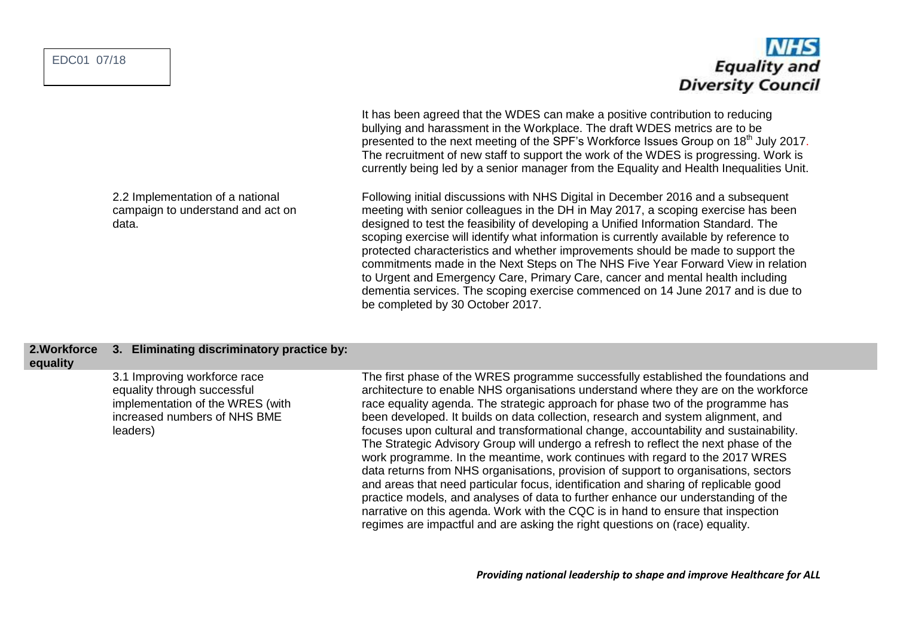| | | |
|---|---|---|
| | | It has been agreed that the WDES can make a positive contribution to reducing bullying and harassment in the Workplace. The draft WDES metrics are to be presented to the next meeting of the SPF's Workforce Issues Group on 18th July 2017. The recruitment of new staff to support the work of the WDES is progressing. Work is currently being led by a senior manager from the Equality and Health Inequalities Unit. |
| | 2.2 Implementation of a national campaign to understand and act on data. | Following initial discussions with NHS Digital in December 2016 and a subsequent meeting with senior colleagues in the DH in May 2017, a scoping exercise has been designed to test the feasibility of developing a Unified Information Standard. The scoping exercise will identify what information is currently available by reference to protected characteristics and whether improvements should be made to support the commitments made in the Next Steps on The NHS Five Year Forward View in relation to Urgent and Emergency Care, Primary Care, cancer and mental health including dementia services. The scoping exercise commenced on 14 June 2017 and is due to be completed by 30 October 2017. |
| **2.Workforce equality** | **3. Eliminating discriminatory practice by:** | |
| | 3.1 Improving workforce race equality through successful implementation of the WRES (with increased numbers of NHS BME leaders) | The first phase of the WRES programme successfully established the foundations and architecture to enable NHS organisations understand where they are on the workforce race equality agenda. The strategic approach for phase two of the programme has been developed. It builds on data collection, research and system alignment, and focuses upon cultural and transformational change, accountability and sustainability. The Strategic Advisory Group will undergo a refresh to reflect the next phase of the work programme. In the meantime, work continues with regard to the 2017 WRES data returns from NHS organisations, provision of support to organisations, sectors and areas that need particular focus, identification and sharing of replicable good practice models, and analyses of data to further enhance our understanding of the narrative on this agenda. Work with the CQC is in hand to ensure that inspection regimes are impactful and are asking the right questions on (race) equality. |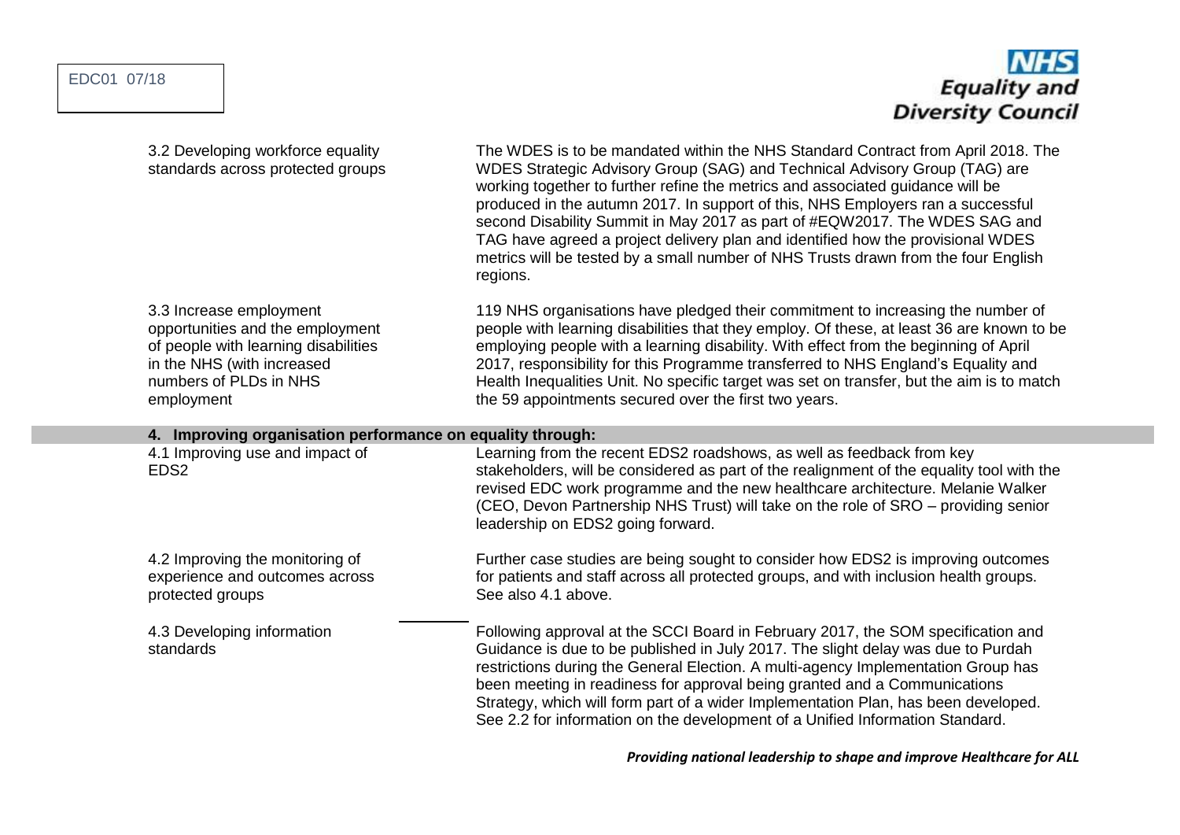| | |
|---|---|
| 3.2 Developing workforce equality standards across protected groups | The WDES is to be mandated within the NHS Standard Contract from April 2018. The WDES Strategic Advisory Group (SAG) and Technical Advisory Group (TAG) are working together to further refine the metrics and associated guidance will be produced in the autumn 2017. In support of this, NHS Employers ran a successful second Disability Summit in May 2017 as part of #EQW2017. The WDES SAG and TAG have agreed a project delivery plan and identified how the provisional WDES metrics will be tested by a small number of NHS Trusts drawn from the four English regions. |
| 3.3 Increase employment opportunities and the employment of people with learning disabilities in the NHS (with increased numbers of PLDs in NHS employment | 119 NHS organisations have pledged their commitment to increasing the number of people with learning disabilities that they employ. Of these, at least 36 are known to be employing people with a learning disability. With effect from the beginning of April 2017, responsibility for this Programme transferred to NHS England's Equality and Health Inequalities Unit. No specific target was set on transfer, but the aim is to match the 59 appointments secured over the first two years. |
| **4. Improving organisation performance on equality through:** | |
| 4.1 Improving use and impact of EDS2 | Learning from the recent EDS2 roadshows, as well as feedback from key stakeholders, will be considered as part of the realignment of the equality tool with the revised EDC work programme and the new healthcare architecture. Melanie Walker (CEO, Devon Partnership NHS Trust) will take on the role of SRO – providing senior leadership on EDS2 going forward. |
| 4.2 Improving the monitoring of experience and outcomes across protected groups | Further case studies are being sought to consider how EDS2 is improving outcomes for patients and staff across all protected groups, and with inclusion health groups. See also 4.1 above. |
| 4.3 Developing information standards | Following approval at the SCCI Board in February 2017, the SOM specification and Guidance is due to be published in July 2017. The slight delay was due to Purdah restrictions during the General Election. A multi-agency Implementation Group has been meeting in readiness for approval being granted and a Communications Strategy, which will form part of a wider Implementation Plan, has been developed. See 2.2 for information on the development of a Unified Information Standard. |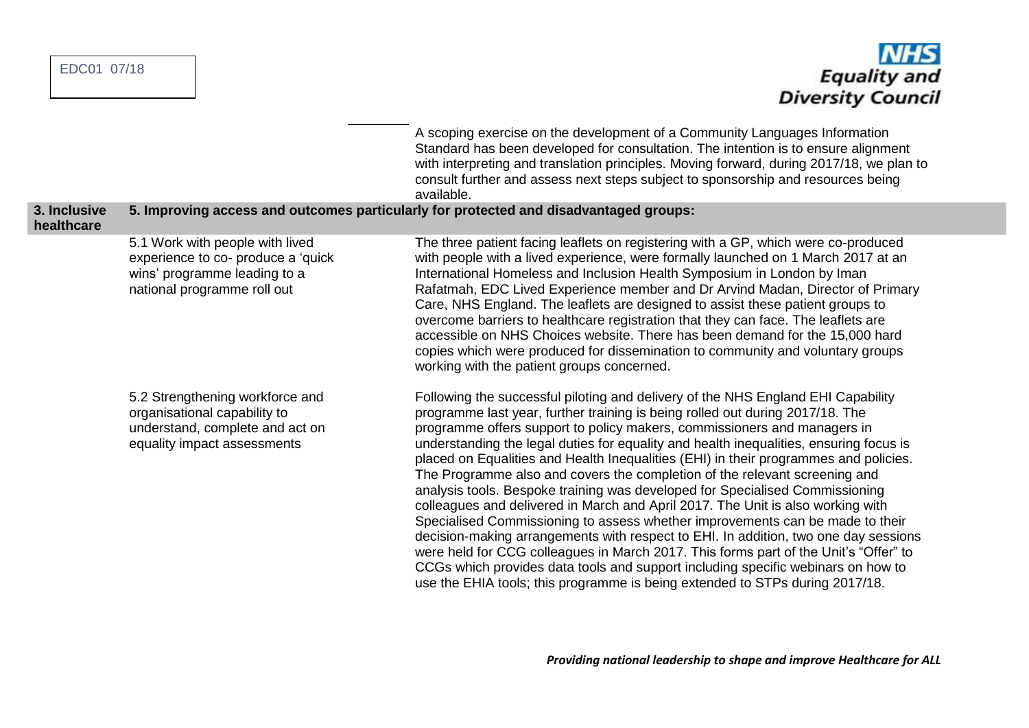| | | |
|---|---|---|
| | | A scoping exercise on the development of a Community Languages Information Standard has been developed for consultation. The intention is to ensure alignment with interpreting and translation principles. Moving forward, during 2017/18, we plan to consult further and assess next steps subject to sponsorship and resources being available. |
| **3. Inclusive healthcare** | **5. Improving access and outcomes particularly for protected and disadvantaged groups:** | |
| | 5.1 Work with people with lived experience to co- produce a 'quick wins' programme leading to a national programme roll out | The three patient facing leaflets on registering with a GP, which were co-produced with people with a lived experience, were formally launched on 1 March 2017 at an International Homeless and Inclusion Health Symposium in London by Iman Rafatmah, EDC Lived Experience member and Dr Arvind Madan, Director of Primary Care, NHS England. The leaflets are designed to assist these patient groups to overcome barriers to healthcare registration that they can face. The leaflets are accessible on NHS Choices website. There has been demand for the 15,000 hard copies which were produced for dissemination to community and voluntary groups working with the patient groups concerned. |
| | 5.2 Strengthening workforce and organisational capability to understand, complete and act on equality impact assessments | Following the successful piloting and delivery of the NHS England EHI Capability programme last year, further training is being rolled out during 2017/18. The programme offers support to policy makers, commissioners and managers in understanding the legal duties for equality and health inequalities, ensuring focus is placed on Equalities and Health Inequalities (EHI) in their programmes and policies. The Programme also and covers the completion of the relevant screening and analysis tools. Bespoke training was developed for Specialised Commissioning colleagues and delivered in March and April 2017. The Unit is also working with Specialised Commissioning to assess whether improvements can be made to their decision-making arrangements with respect to EHI. In addition, two one day sessions were held for CCG colleagues in March 2017. This forms part of the Unit's "Offer" to CCGs which provides data tools and support including specific webinars on how to use the EHIA tools; this programme is being extended to STPs during 2017/18. |